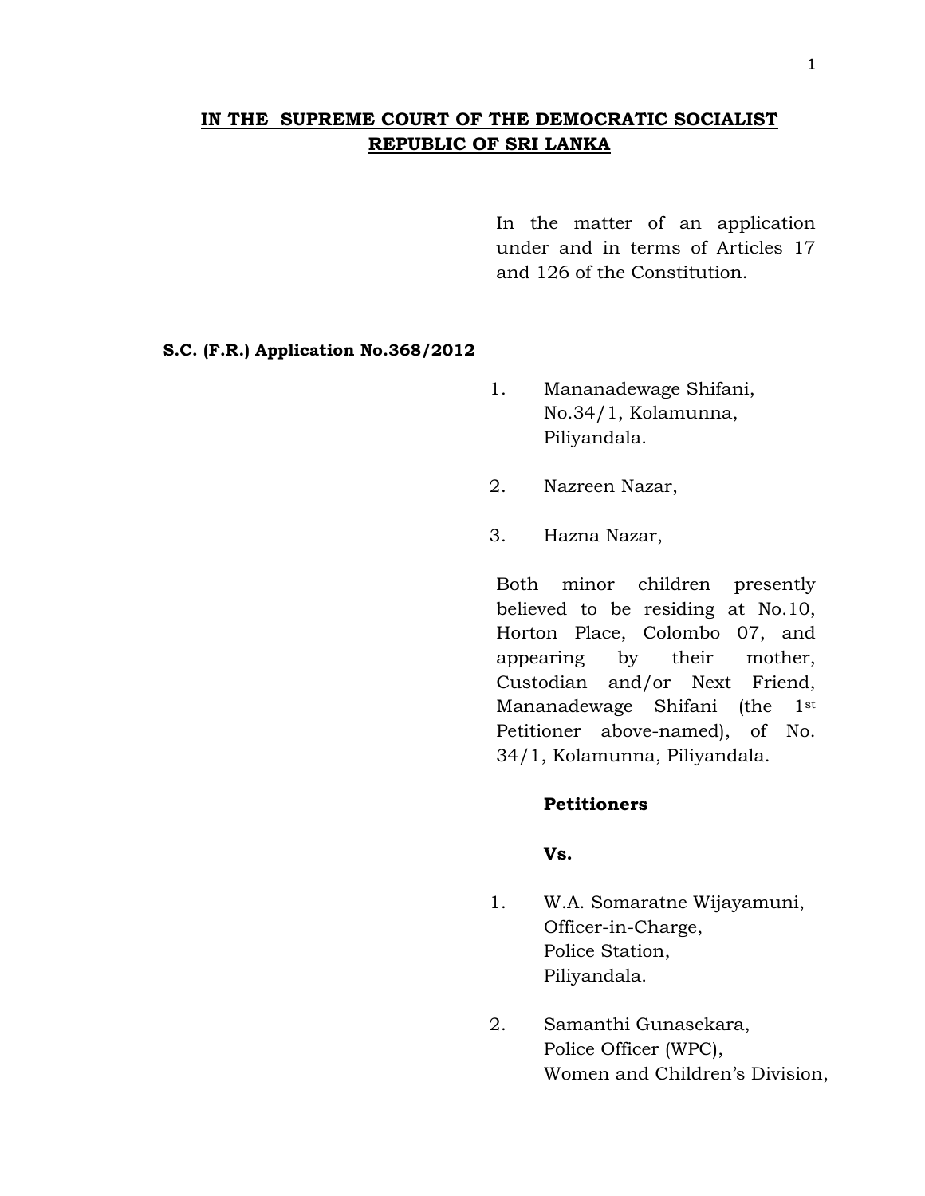**IN THE SUPREME COURT OF THE DEMOCRATIC SOCIALIST REPUBLIC OF SRI LANKA**

In the matter of an application under and in terms of Articles 17 and 126 of the Constitution.

**S.C. (F.R.) Application No.368/2012**

1. Mananadewage Shifani, No.34/1, Kolamunna, Piliyandala.

2. Nazreen Nazar,

3. Hazna Nazar,

Both minor children presently believed to be residing at No.10, Horton Place, Colombo 07, and appearing by their mother, Custodian and/or Next Friend, Mananadewage Shifani (the 1st Petitioner above-named), of No. 34/1, Kolamunna, Piliyandala.

**Petitioners**

**Vs.**

1. W.A. Somaratne Wijayamuni, Officer-in-Charge, Police Station, Piliyandala.

2. Samanthi Gunasekara, Police Officer (WPC), Women and Children's Division,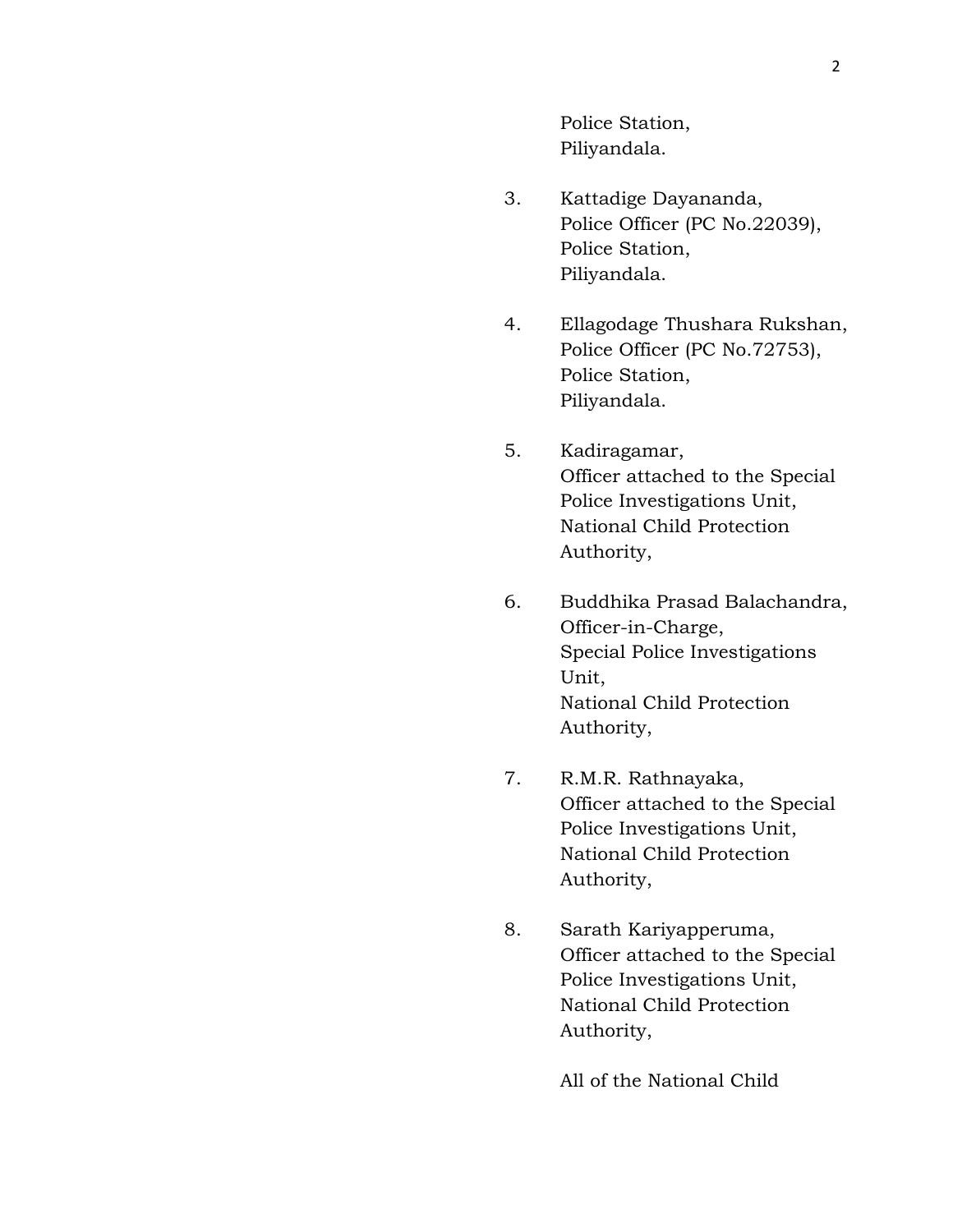Police Station,
Piliyandala.

3. Kattadige Dayananda,
   Police Officer (PC No.22039),
   Police Station,
   Piliyandala.

4. Ellagodage Thushara Rukshan,
   Police Officer (PC No.72753),
   Police Station,
   Piliyandala.

5. Kadiragamar,
   Officer attached to the Special Police Investigations Unit,
   National Child Protection Authority,

6. Buddhika Prasad Balachandra,
   Officer-in-Charge,
   Special Police Investigations Unit,
   National Child Protection Authority,

7. R.M.R. Rathnayaka,
   Officer attached to the Special Police Investigations Unit,
   National Child Protection Authority,

8. Sarath Kariyapperuma,
   Officer attached to the Special Police Investigations Unit,
   National Child Protection Authority,

   All of the National Child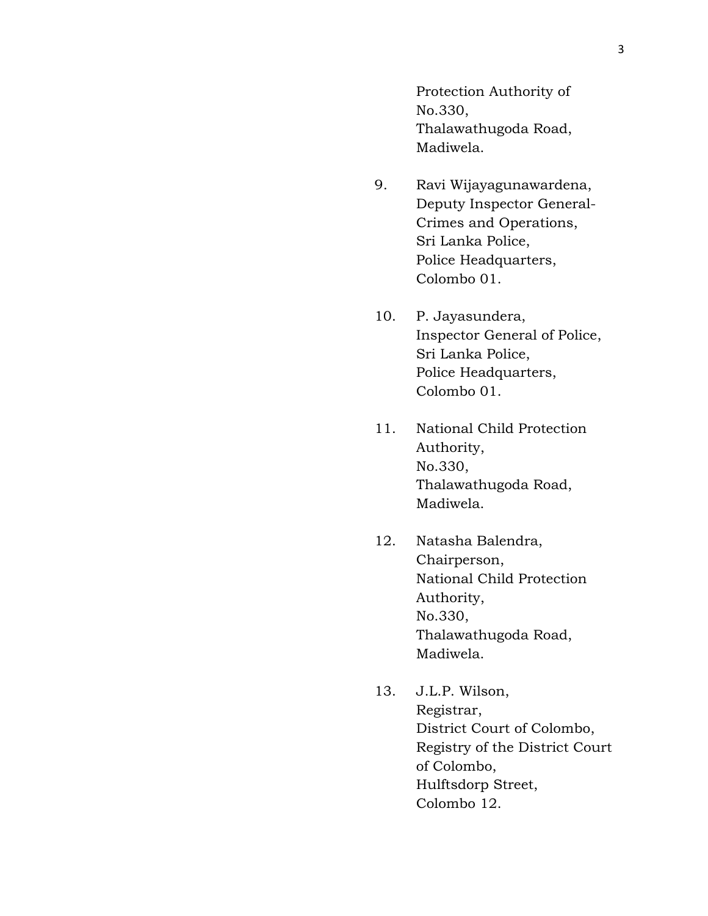Protection Authority of
No.330,
Thalawathugoda Road,
Madiwela.

9. Ravi Wijayagunawardena,
Deputy Inspector General-
Crimes and Operations,
Sri Lanka Police,
Police Headquarters,
Colombo 01.

10. P. Jayasundera,
Inspector General of Police,
Sri Lanka Police,
Police Headquarters,
Colombo 01.

11. National Child Protection
Authority,
No.330,
Thalawathugoda Road,
Madiwela.

12. Natasha Balendra,
Chairperson,
National Child Protection
Authority,
No.330,
Thalawathugoda Road,
Madiwela.

13. J.L.P. Wilson,
Registrar,
District Court of Colombo,
Registry of the District Court
of Colombo,
Hulftsdorp Street,
Colombo 12.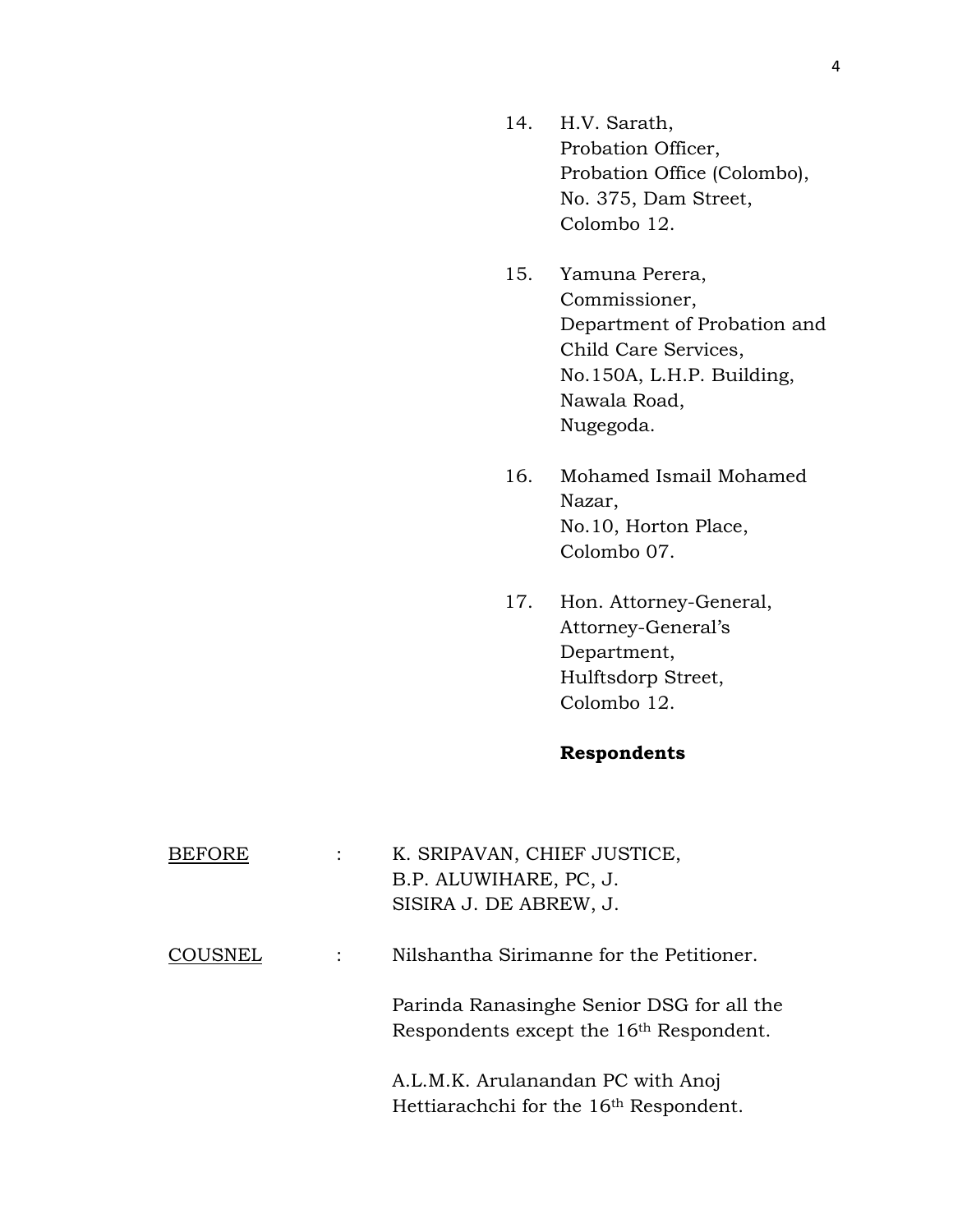14. H.V. Sarath,
    Probation Officer,
    Probation Office (Colombo),
    No. 375, Dam Street,
    Colombo 12.

15. Yamuna Perera,
    Commissioner,
    Department of Probation and
    Child Care Services,
    No.150A, L.H.P. Building,
    Nawala Road,
    Nugegoda.

16. Mohamed Ismail Mohamed
    Nazar,
    No.10, Horton Place,
    Colombo 07.

17. Hon. Attorney-General,
    Attorney-General's
    Department,
    Hulftsdorp Street,
    Colombo 12.

**Respondents**

BEFORE : K. SRIPAVAN, CHIEF JUSTICE,
B.P. ALUWIHARE, PC, J.
SISIRA J. DE ABREW, J.

COUSNEL : Nilshantha Sirimanne for the Petitioner.

Parinda Ranasinghe Senior DSG for all the Respondents except the 16th Respondent.

A.L.M.K. Arulanandan PC with Anoj Hettiarachchi for the 16th Respondent.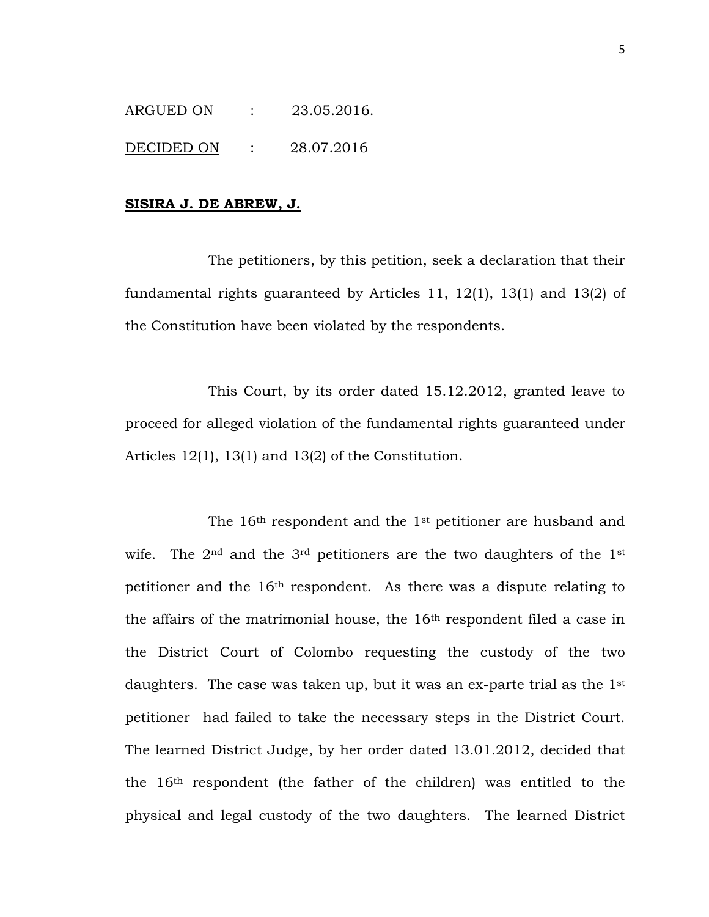<u>ARGUED ON</u> : 23.05.2016.

<u>DECIDED ON</u> : 28.07.2016

**<u>SISIRA J. DE ABREW, J.</u>**

The petitioners, by this petition, seek a declaration that their fundamental rights guaranteed by Articles 11, 12(1), 13(1) and 13(2) of the Constitution have been violated by the respondents.

This Court, by its order dated 15.12.2012, granted leave to proceed for alleged violation of the fundamental rights guaranteed under Articles 12(1), 13(1) and 13(2) of the Constitution.

The 16th respondent and the 1st petitioner are husband and wife. The 2nd and the 3rd petitioners are the two daughters of the 1st petitioner and the 16th respondent. As there was a dispute relating to the affairs of the matrimonial house, the 16th respondent filed a case in the District Court of Colombo requesting the custody of the two daughters. The case was taken up, but it was an ex-parte trial as the 1st petitioner had failed to take the necessary steps in the District Court. The learned District Judge, by her order dated 13.01.2012, decided that the 16th respondent (the father of the children) was entitled to the physical and legal custody of the two daughters. The learned District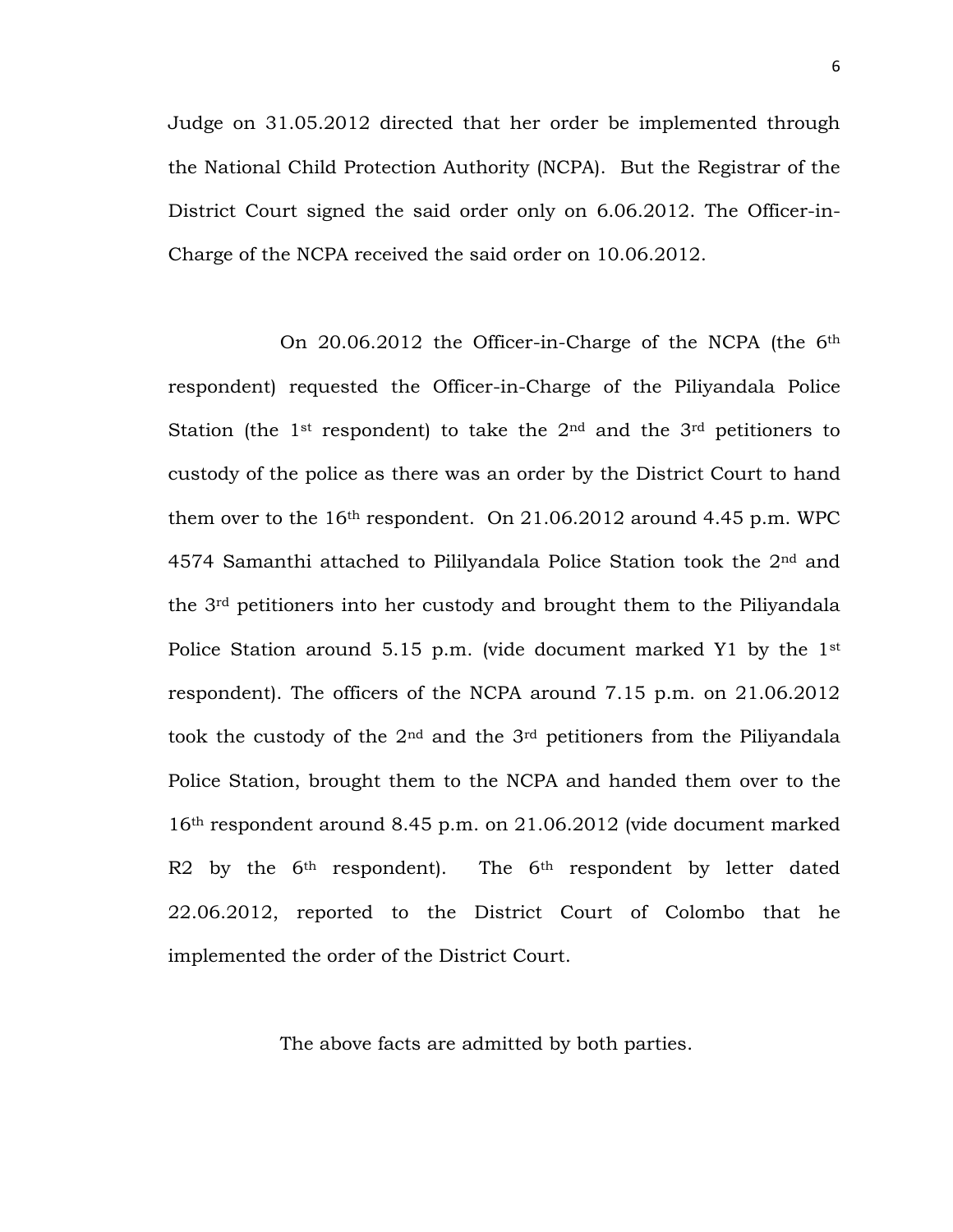Judge on 31.05.2012 directed that her order be implemented through the National Child Protection Authority (NCPA). But the Registrar of the District Court signed the said order only on 6.06.2012. The Officer-in-Charge of the NCPA received the said order on 10.06.2012.

On 20.06.2012 the Officer-in-Charge of the NCPA (the 6th respondent) requested the Officer-in-Charge of the Piliyandala Police Station (the 1st respondent) to take the 2nd and the 3rd petitioners to custody of the police as there was an order by the District Court to hand them over to the 16th respondent. On 21.06.2012 around 4.45 p.m. WPC 4574 Samanthi attached to Pililyandala Police Station took the 2nd and the 3rd petitioners into her custody and brought them to the Piliyandala Police Station around 5.15 p.m. (vide document marked Y1 by the 1st respondent). The officers of the NCPA around 7.15 p.m. on 21.06.2012 took the custody of the 2nd and the 3rd petitioners from the Piliyandala Police Station, brought them to the NCPA and handed them over to the 16th respondent around 8.45 p.m. on 21.06.2012 (vide document marked R2 by the 6th respondent). The 6th respondent by letter dated 22.06.2012, reported to the District Court of Colombo that he implemented the order of the District Court.

The above facts are admitted by both parties.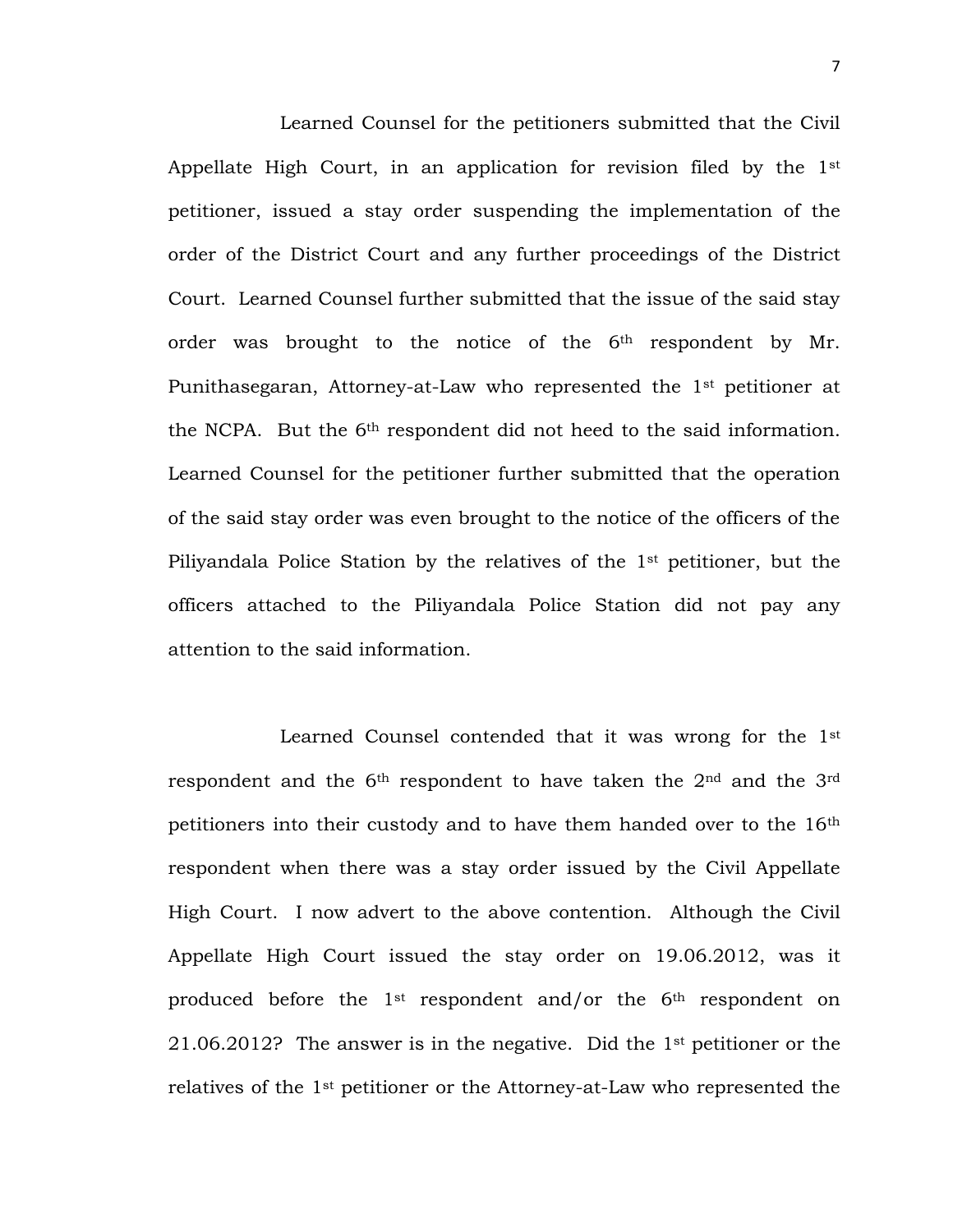Learned Counsel for the petitioners submitted that the Civil Appellate High Court, in an application for revision filed by the 1st petitioner, issued a stay order suspending the implementation of the order of the District Court and any further proceedings of the District Court. Learned Counsel further submitted that the issue of the said stay order was brought to the notice of the 6th respondent by Mr. Punithasegaran, Attorney-at-Law who represented the 1st petitioner at the NCPA. But the 6th respondent did not heed to the said information. Learned Counsel for the petitioner further submitted that the operation of the said stay order was even brought to the notice of the officers of the Piliyandala Police Station by the relatives of the 1st petitioner, but the officers attached to the Piliyandala Police Station did not pay any attention to the said information.

Learned Counsel contended that it was wrong for the 1st respondent and the 6th respondent to have taken the 2nd and the 3rd petitioners into their custody and to have them handed over to the 16th respondent when there was a stay order issued by the Civil Appellate High Court. I now advert to the above contention. Although the Civil Appellate High Court issued the stay order on 19.06.2012, was it produced before the 1st respondent and/or the 6th respondent on 21.06.2012? The answer is in the negative. Did the 1st petitioner or the relatives of the 1st petitioner or the Attorney-at-Law who represented the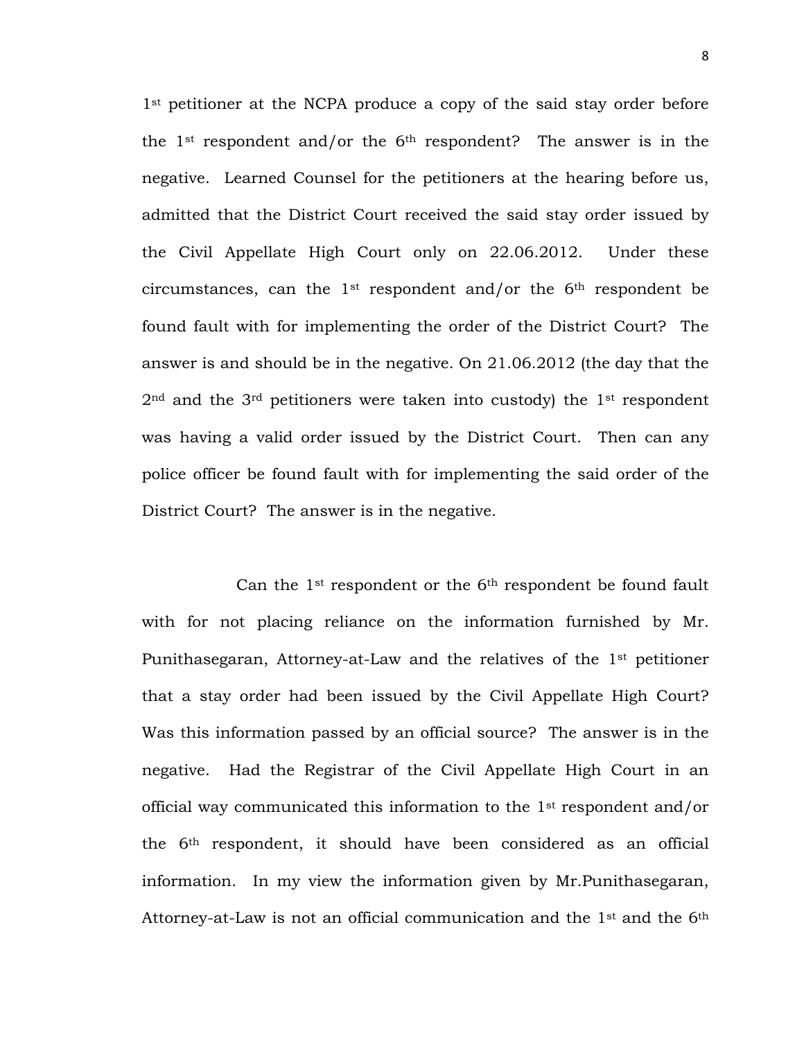1st petitioner at the NCPA produce a copy of the said stay order before the 1st respondent and/or the 6th respondent? The answer is in the negative. Learned Counsel for the petitioners at the hearing before us, admitted that the District Court received the said stay order issued by the Civil Appellate High Court only on 22.06.2012. Under these circumstances, can the 1st respondent and/or the 6th respondent be found fault with for implementing the order of the District Court? The answer is and should be in the negative. On 21.06.2012 (the day that the 2nd and the 3rd petitioners were taken into custody) the 1st respondent was having a valid order issued by the District Court. Then can any police officer be found fault with for implementing the said order of the District Court? The answer is in the negative.

Can the 1st respondent or the 6th respondent be found fault with for not placing reliance on the information furnished by Mr. Punithasegaran, Attorney-at-Law and the relatives of the 1st petitioner that a stay order had been issued by the Civil Appellate High Court? Was this information passed by an official source? The answer is in the negative. Had the Registrar of the Civil Appellate High Court in an official way communicated this information to the 1st respondent and/or the 6th respondent, it should have been considered as an official information. In my view the information given by Mr.Punithasegaran, Attorney-at-Law is not an official communication and the 1st and the 6th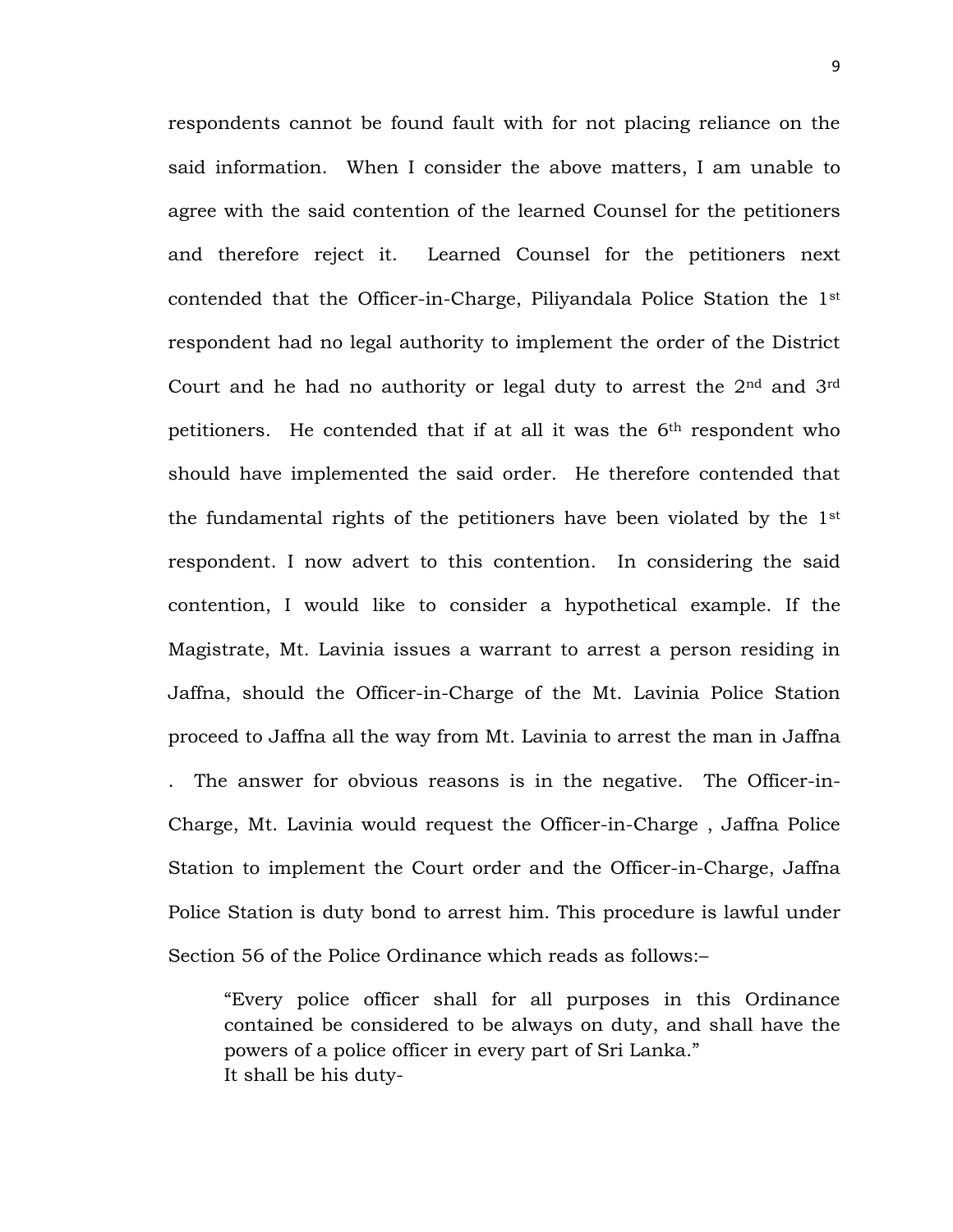respondents cannot be found fault with for not placing reliance on the said information. When I consider the above matters, I am unable to agree with the said contention of the learned Counsel for the petitioners and therefore reject it. Learned Counsel for the petitioners next contended that the Officer-in-Charge, Piliyandala Police Station the 1st respondent had no legal authority to implement the order of the District Court and he had no authority or legal duty to arrest the 2nd and 3rd petitioners. He contended that if at all it was the 6th respondent who should have implemented the said order. He therefore contended that the fundamental rights of the petitioners have been violated by the 1st respondent. I now advert to this contention. In considering the said contention, I would like to consider a hypothetical example. If the Magistrate, Mt. Lavinia issues a warrant to arrest a person residing in Jaffna, should the Officer-in-Charge of the Mt. Lavinia Police Station proceed to Jaffna all the way from Mt. Lavinia to arrest the man in Jaffna . The answer for obvious reasons is in the negative. The Officer-in-Charge, Mt. Lavinia would request the Officer-in-Charge , Jaffna Police Station to implement the Court order and the Officer-in-Charge, Jaffna Police Station is duty bond to arrest him. This procedure is lawful under Section 56 of the Police Ordinance which reads as follows:–

> "Every police officer shall for all purposes in this Ordinance contained be considered to be always on duty, and shall have the powers of a police officer in every part of Sri Lanka."
> It shall be his duty-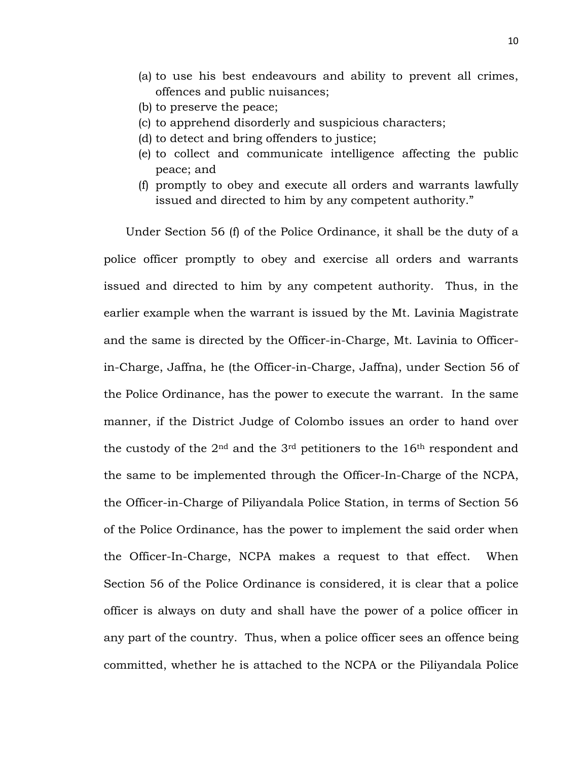(a) to use his best endeavours and ability to prevent all crimes, offences and public nuisances;
(b) to preserve the peace;
(c) to apprehend disorderly and suspicious characters;
(d) to detect and bring offenders to justice;
(e) to collect and communicate intelligence affecting the public peace; and
(f) promptly to obey and execute all orders and warrants lawfully issued and directed to him by any competent authority."

Under Section 56 (f) of the Police Ordinance, it shall be the duty of a police officer promptly to obey and exercise all orders and warrants issued and directed to him by any competent authority. Thus, in the earlier example when the warrant is issued by the Mt. Lavinia Magistrate and the same is directed by the Officer-in-Charge, Mt. Lavinia to Officer-in-Charge, Jaffna, he (the Officer-in-Charge, Jaffna), under Section 56 of the Police Ordinance, has the power to execute the warrant. In the same manner, if the District Judge of Colombo issues an order to hand over the custody of the 2nd and the 3rd petitioners to the 16th respondent and the same to be implemented through the Officer-In-Charge of the NCPA, the Officer-in-Charge of Piliyandala Police Station, in terms of Section 56 of the Police Ordinance, has the power to implement the said order when the Officer-In-Charge, NCPA makes a request to that effect. When Section 56 of the Police Ordinance is considered, it is clear that a police officer is always on duty and shall have the power of a police officer in any part of the country. Thus, when a police officer sees an offence being committed, whether he is attached to the NCPA or the Piliyandala Police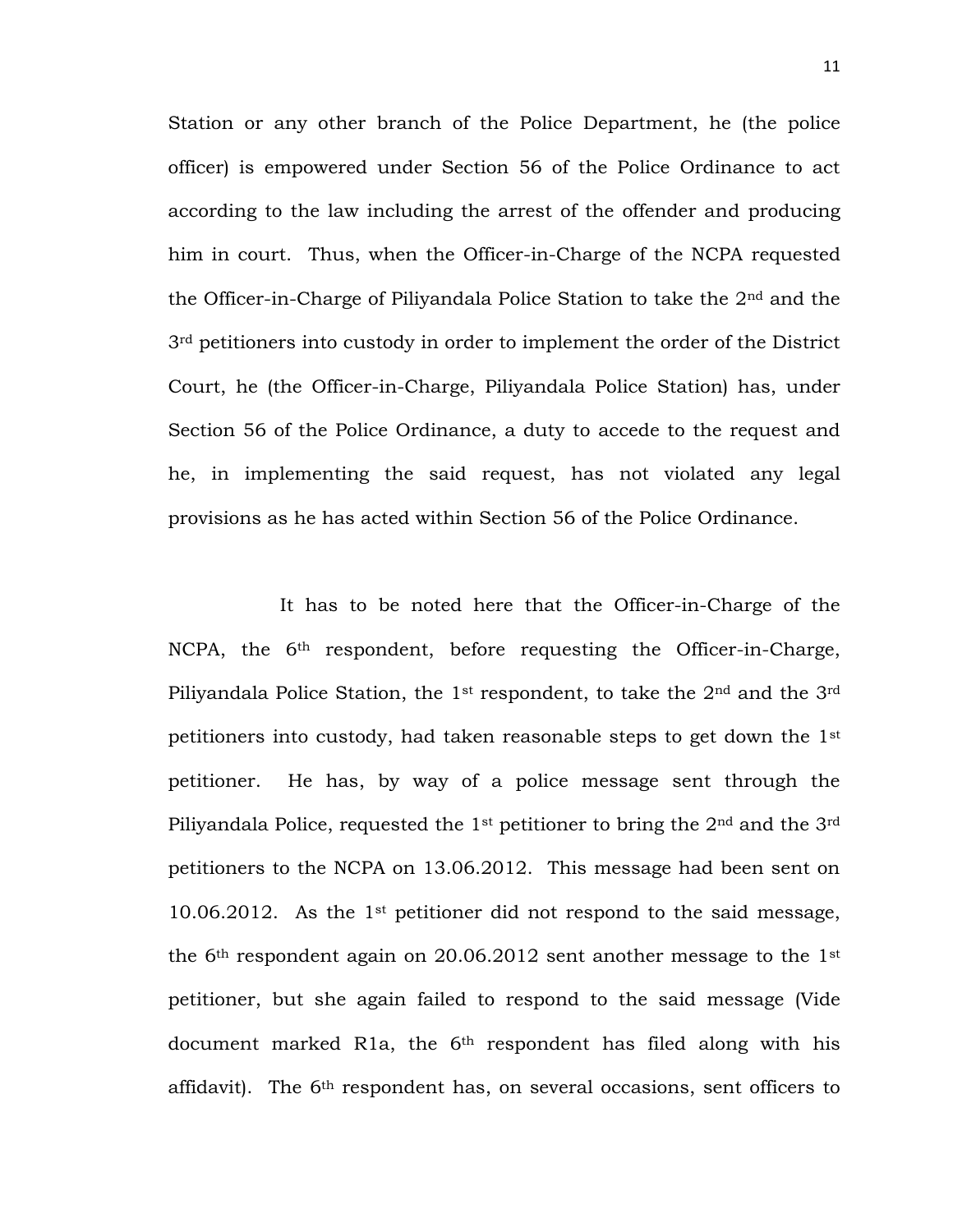Station or any other branch of the Police Department, he (the police officer) is empowered under Section 56 of the Police Ordinance to act according to the law including the arrest of the offender and producing him in court. Thus, when the Officer-in-Charge of the NCPA requested the Officer-in-Charge of Piliyandala Police Station to take the 2nd and the 3rd petitioners into custody in order to implement the order of the District Court, he (the Officer-in-Charge, Piliyandala Police Station) has, under Section 56 of the Police Ordinance, a duty to accede to the request and he, in implementing the said request, has not violated any legal provisions as he has acted within Section 56 of the Police Ordinance.

It has to be noted here that the Officer-in-Charge of the NCPA, the 6th respondent, before requesting the Officer-in-Charge, Piliyandala Police Station, the 1st respondent, to take the 2nd and the 3rd petitioners into custody, had taken reasonable steps to get down the 1st petitioner. He has, by way of a police message sent through the Piliyandala Police, requested the 1st petitioner to bring the 2nd and the 3rd petitioners to the NCPA on 13.06.2012. This message had been sent on 10.06.2012. As the 1st petitioner did not respond to the said message, the 6th respondent again on 20.06.2012 sent another message to the 1st petitioner, but she again failed to respond to the said message (Vide document marked R1a, the 6th respondent has filed along with his affidavit). The 6th respondent has, on several occasions, sent officers to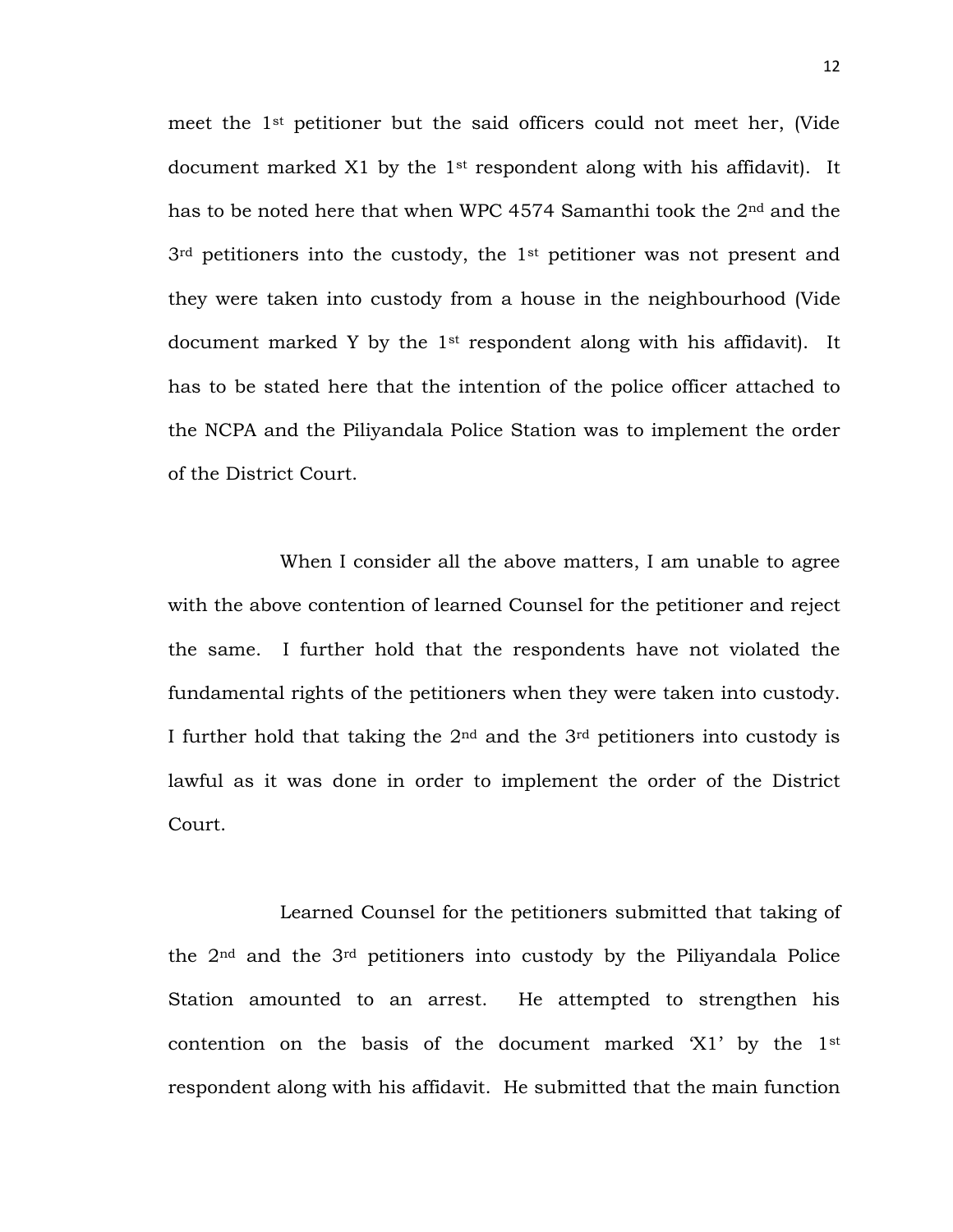meet the 1st petitioner but the said officers could not meet her, (Vide document marked X1 by the 1st respondent along with his affidavit). It has to be noted here that when WPC 4574 Samanthi took the 2nd and the 3rd petitioners into the custody, the 1st petitioner was not present and they were taken into custody from a house in the neighbourhood (Vide document marked Y by the 1st respondent along with his affidavit). It has to be stated here that the intention of the police officer attached to the NCPA and the Piliyandala Police Station was to implement the order of the District Court.

When I consider all the above matters, I am unable to agree with the above contention of learned Counsel for the petitioner and reject the same. I further hold that the respondents have not violated the fundamental rights of the petitioners when they were taken into custody. I further hold that taking the 2nd and the 3rd petitioners into custody is lawful as it was done in order to implement the order of the District Court.

Learned Counsel for the petitioners submitted that taking of the 2nd and the 3rd petitioners into custody by the Piliyandala Police Station amounted to an arrest. He attempted to strengthen his contention on the basis of the document marked 'X1' by the 1st respondent along with his affidavit. He submitted that the main function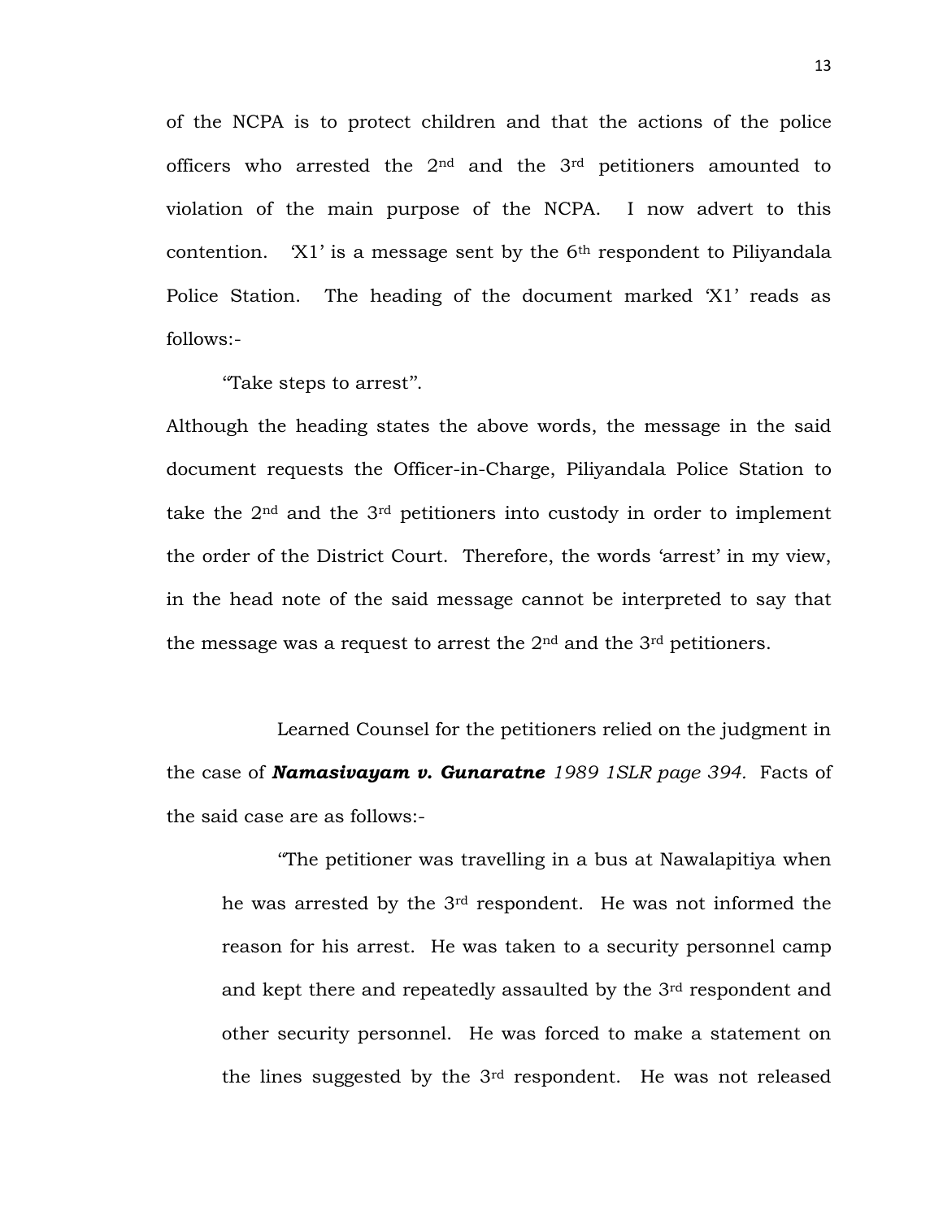of the NCPA is to protect children and that the actions of the police officers who arrested the 2nd and the 3rd petitioners amounted to violation of the main purpose of the NCPA. I now advert to this contention. 'X1' is a message sent by the 6th respondent to Piliyandala Police Station. The heading of the document marked 'X1' reads as follows:-

"Take steps to arrest".

Although the heading states the above words, the message in the said document requests the Officer-in-Charge, Piliyandala Police Station to take the 2nd and the 3rd petitioners into custody in order to implement the order of the District Court. Therefore, the words 'arrest' in my view, in the head note of the said message cannot be interpreted to say that the message was a request to arrest the 2nd and the 3rd petitioners.

Learned Counsel for the petitioners relied on the judgment in the case of ***Namasivayam v. Gunaratne*** *1989 1SLR page 394.* Facts of the said case are as follows:-

> "The petitioner was travelling in a bus at Nawalapitiya when he was arrested by the 3rd respondent. He was not informed the reason for his arrest. He was taken to a security personnel camp and kept there and repeatedly assaulted by the 3rd respondent and other security personnel. He was forced to make a statement on the lines suggested by the 3rd respondent. He was not released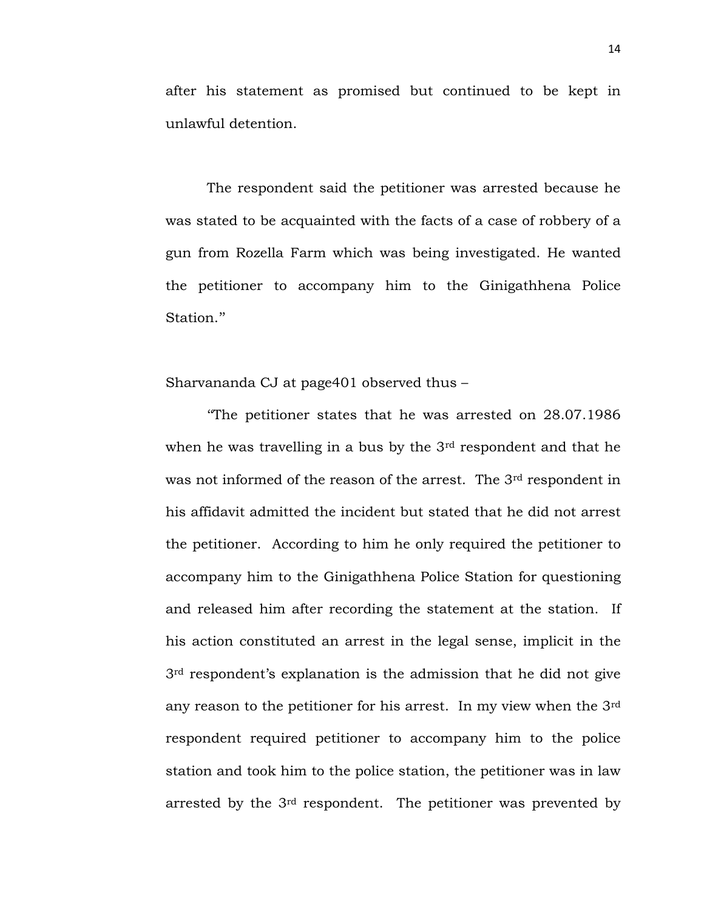after his statement as promised but continued to be kept in unlawful detention.

The respondent said the petitioner was arrested because he was stated to be acquainted with the facts of a case of robbery of a gun from Rozella Farm which was being investigated. He wanted the petitioner to accompany him to the Ginigathhena Police Station."

Sharvananda CJ at page401 observed thus –

"The petitioner states that he was arrested on 28.07.1986 when he was travelling in a bus by the 3rd respondent and that he was not informed of the reason of the arrest. The 3rd respondent in his affidavit admitted the incident but stated that he did not arrest the petitioner. According to him he only required the petitioner to accompany him to the Ginigathhena Police Station for questioning and released him after recording the statement at the station. If his action constituted an arrest in the legal sense, implicit in the 3rd respondent's explanation is the admission that he did not give any reason to the petitioner for his arrest. In my view when the 3rd respondent required petitioner to accompany him to the police station and took him to the police station, the petitioner was in law arrested by the 3rd respondent. The petitioner was prevented by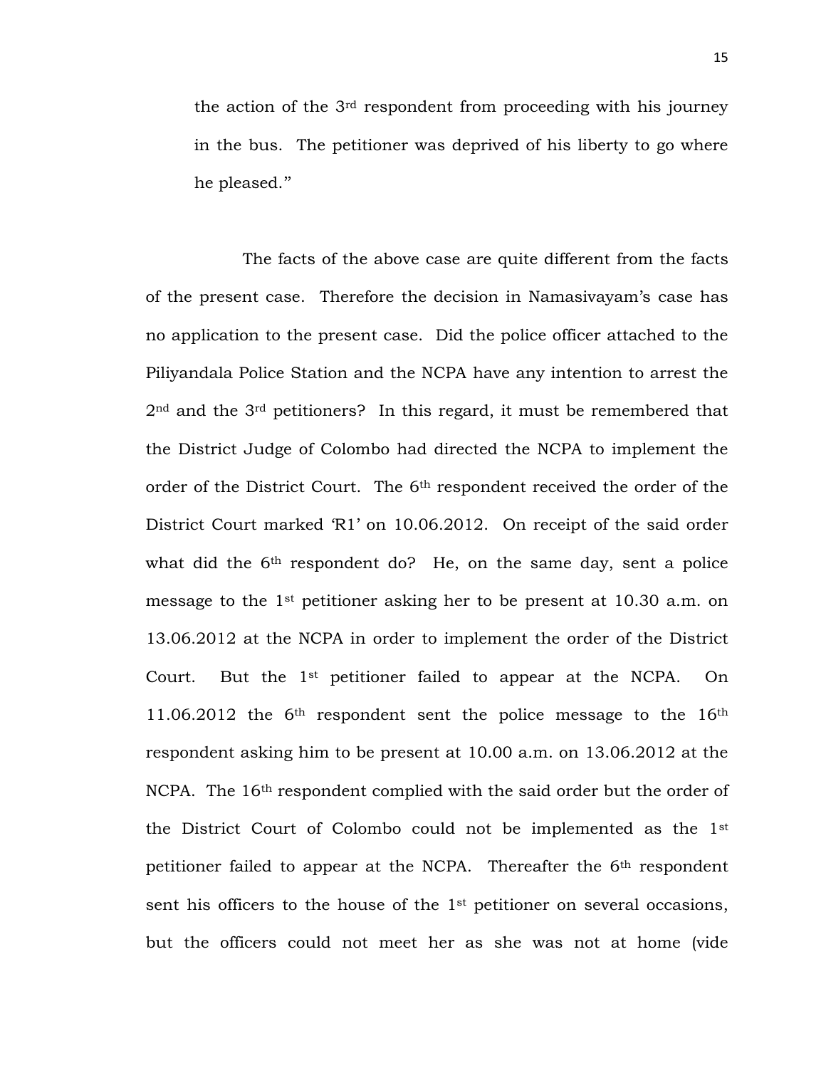the action of the 3rd respondent from proceeding with his journey in the bus. The petitioner was deprived of his liberty to go where he pleased."

The facts of the above case are quite different from the facts of the present case. Therefore the decision in Namasivayam's case has no application to the present case. Did the police officer attached to the Piliyandala Police Station and the NCPA have any intention to arrest the 2nd and the 3rd petitioners? In this regard, it must be remembered that the District Judge of Colombo had directed the NCPA to implement the order of the District Court. The 6th respondent received the order of the District Court marked 'R1' on 10.06.2012. On receipt of the said order what did the 6th respondent do? He, on the same day, sent a police message to the 1st petitioner asking her to be present at 10.30 a.m. on 13.06.2012 at the NCPA in order to implement the order of the District Court. But the 1st petitioner failed to appear at the NCPA. On 11.06.2012 the 6th respondent sent the police message to the 16th respondent asking him to be present at 10.00 a.m. on 13.06.2012 at the NCPA. The 16th respondent complied with the said order but the order of the District Court of Colombo could not be implemented as the 1st petitioner failed to appear at the NCPA. Thereafter the 6th respondent sent his officers to the house of the 1st petitioner on several occasions, but the officers could not meet her as she was not at home (vide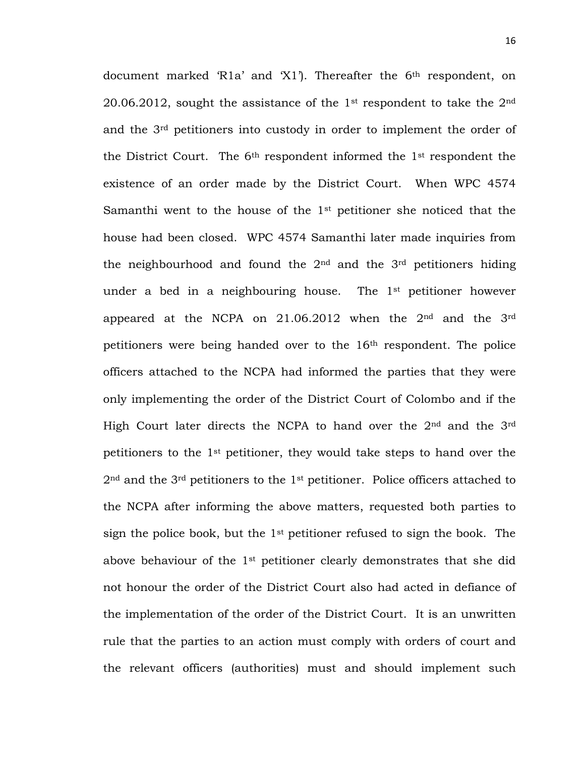document marked 'R1a' and 'X1'). Thereafter the 6th respondent, on 20.06.2012, sought the assistance of the 1st respondent to take the 2nd and the 3rd petitioners into custody in order to implement the order of the District Court. The 6th respondent informed the 1st respondent the existence of an order made by the District Court. When WPC 4574 Samanthi went to the house of the 1st petitioner she noticed that the house had been closed. WPC 4574 Samanthi later made inquiries from the neighbourhood and found the 2nd and the 3rd petitioners hiding under a bed in a neighbouring house. The 1st petitioner however appeared at the NCPA on 21.06.2012 when the 2nd and the 3rd petitioners were being handed over to the 16th respondent. The police officers attached to the NCPA had informed the parties that they were only implementing the order of the District Court of Colombo and if the High Court later directs the NCPA to hand over the 2nd and the 3rd petitioners to the 1st petitioner, they would take steps to hand over the 2nd and the 3rd petitioners to the 1st petitioner. Police officers attached to the NCPA after informing the above matters, requested both parties to sign the police book, but the 1st petitioner refused to sign the book. The above behaviour of the 1st petitioner clearly demonstrates that she did not honour the order of the District Court also had acted in defiance of the implementation of the order of the District Court. It is an unwritten rule that the parties to an action must comply with orders of court and the relevant officers (authorities) must and should implement such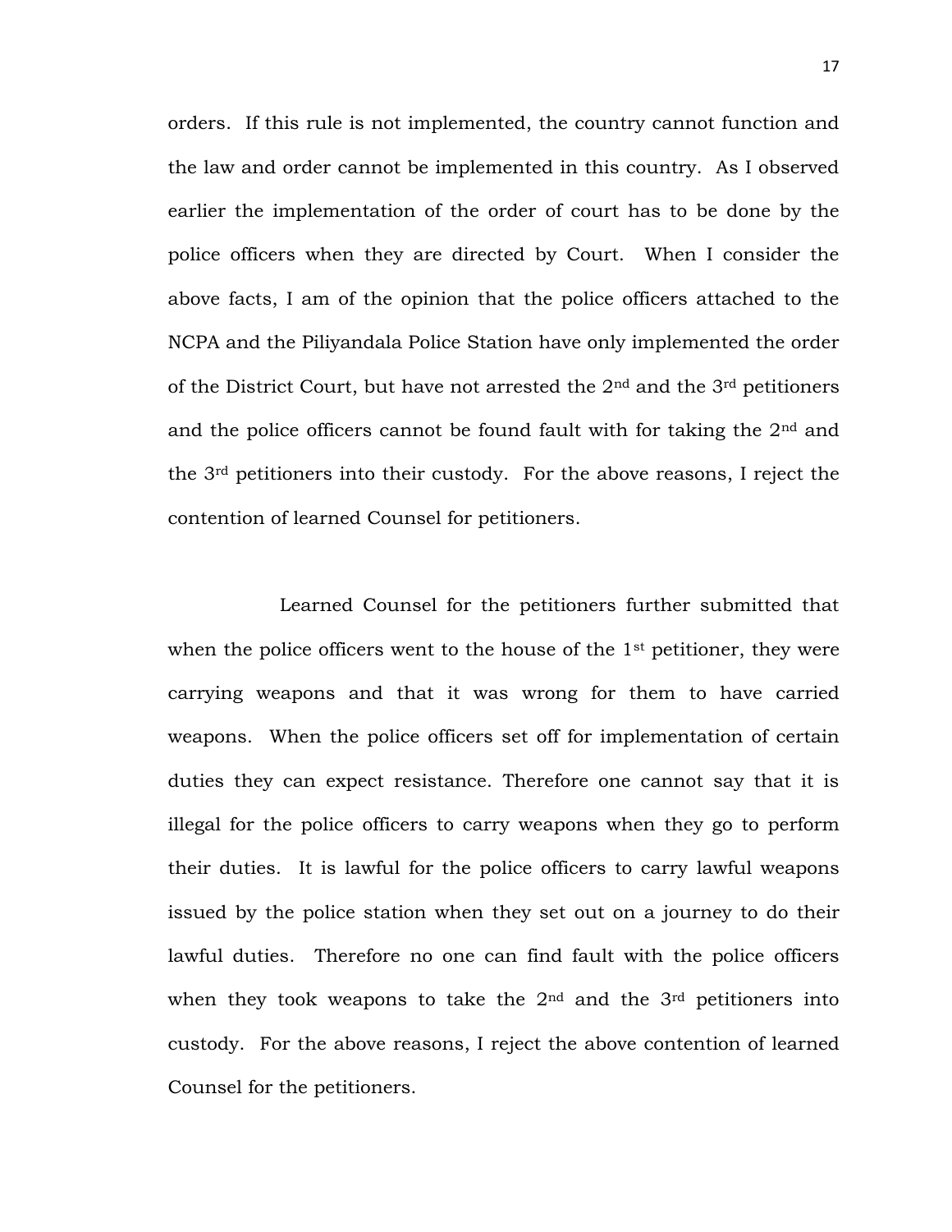orders. If this rule is not implemented, the country cannot function and the law and order cannot be implemented in this country. As I observed earlier the implementation of the order of court has to be done by the police officers when they are directed by Court. When I consider the above facts, I am of the opinion that the police officers attached to the NCPA and the Piliyandala Police Station have only implemented the order of the District Court, but have not arrested the 2nd and the 3rd petitioners and the police officers cannot be found fault with for taking the 2nd and the 3rd petitioners into their custody. For the above reasons, I reject the contention of learned Counsel for petitioners.

Learned Counsel for the petitioners further submitted that when the police officers went to the house of the 1st petitioner, they were carrying weapons and that it was wrong for them to have carried weapons. When the police officers set off for implementation of certain duties they can expect resistance. Therefore one cannot say that it is illegal for the police officers to carry weapons when they go to perform their duties. It is lawful for the police officers to carry lawful weapons issued by the police station when they set out on a journey to do their lawful duties. Therefore no one can find fault with the police officers when they took weapons to take the 2nd and the 3rd petitioners into custody. For the above reasons, I reject the above contention of learned Counsel for the petitioners.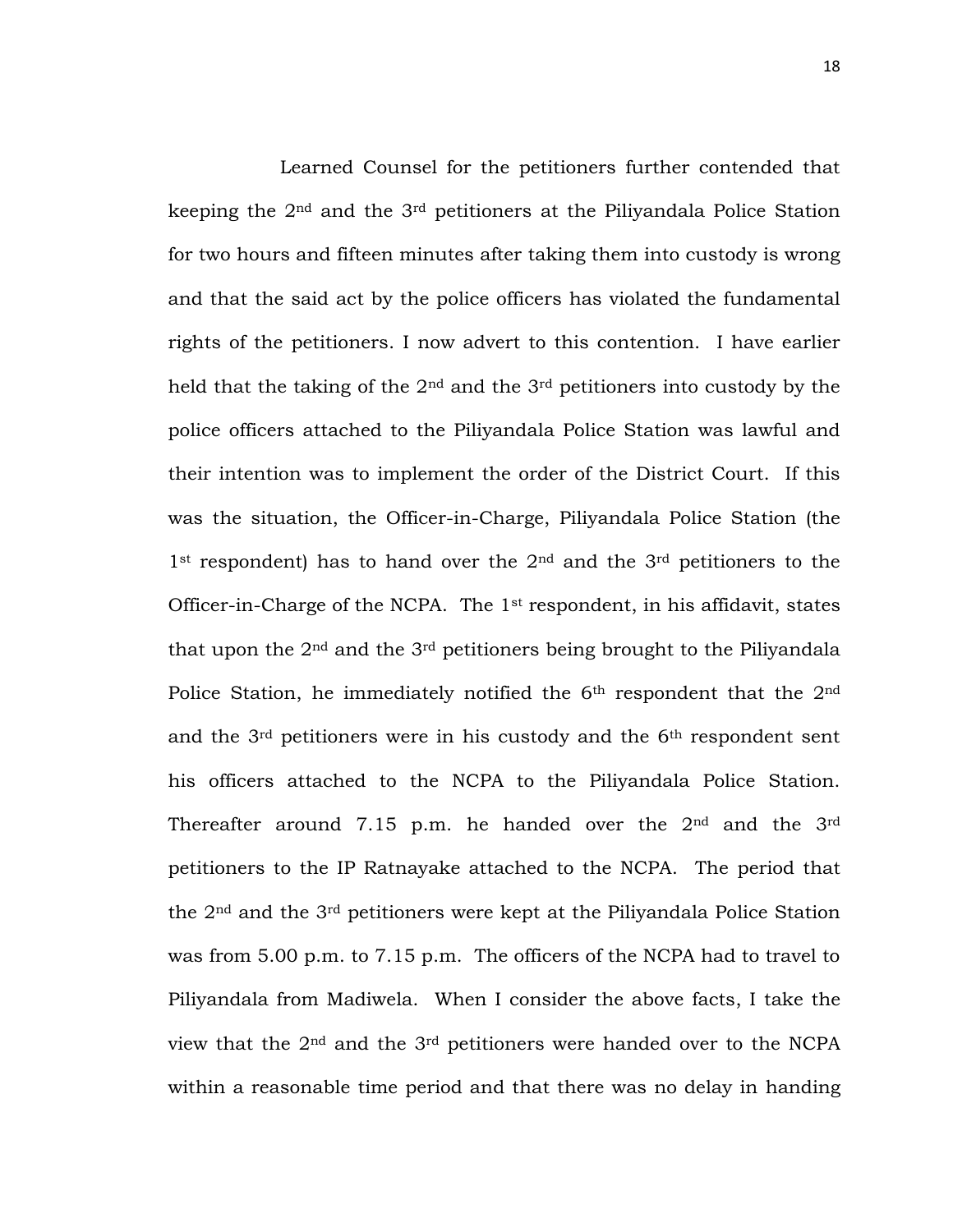Learned Counsel for the petitioners further contended that keeping the 2nd and the 3rd petitioners at the Piliyandala Police Station for two hours and fifteen minutes after taking them into custody is wrong and that the said act by the police officers has violated the fundamental rights of the petitioners. I now advert to this contention. I have earlier held that the taking of the 2nd and the 3rd petitioners into custody by the police officers attached to the Piliyandala Police Station was lawful and their intention was to implement the order of the District Court. If this was the situation, the Officer-in-Charge, Piliyandala Police Station (the 1st respondent) has to hand over the 2nd and the 3rd petitioners to the Officer-in-Charge of the NCPA. The 1st respondent, in his affidavit, states that upon the 2nd and the 3rd petitioners being brought to the Piliyandala Police Station, he immediately notified the 6th respondent that the 2nd and the 3rd petitioners were in his custody and the 6th respondent sent his officers attached to the NCPA to the Piliyandala Police Station. Thereafter around 7.15 p.m. he handed over the 2nd and the 3rd petitioners to the IP Ratnayake attached to the NCPA. The period that the 2nd and the 3rd petitioners were kept at the Piliyandala Police Station was from 5.00 p.m. to 7.15 p.m. The officers of the NCPA had to travel to Piliyandala from Madiwela. When I consider the above facts, I take the view that the 2nd and the 3rd petitioners were handed over to the NCPA within a reasonable time period and that there was no delay in handing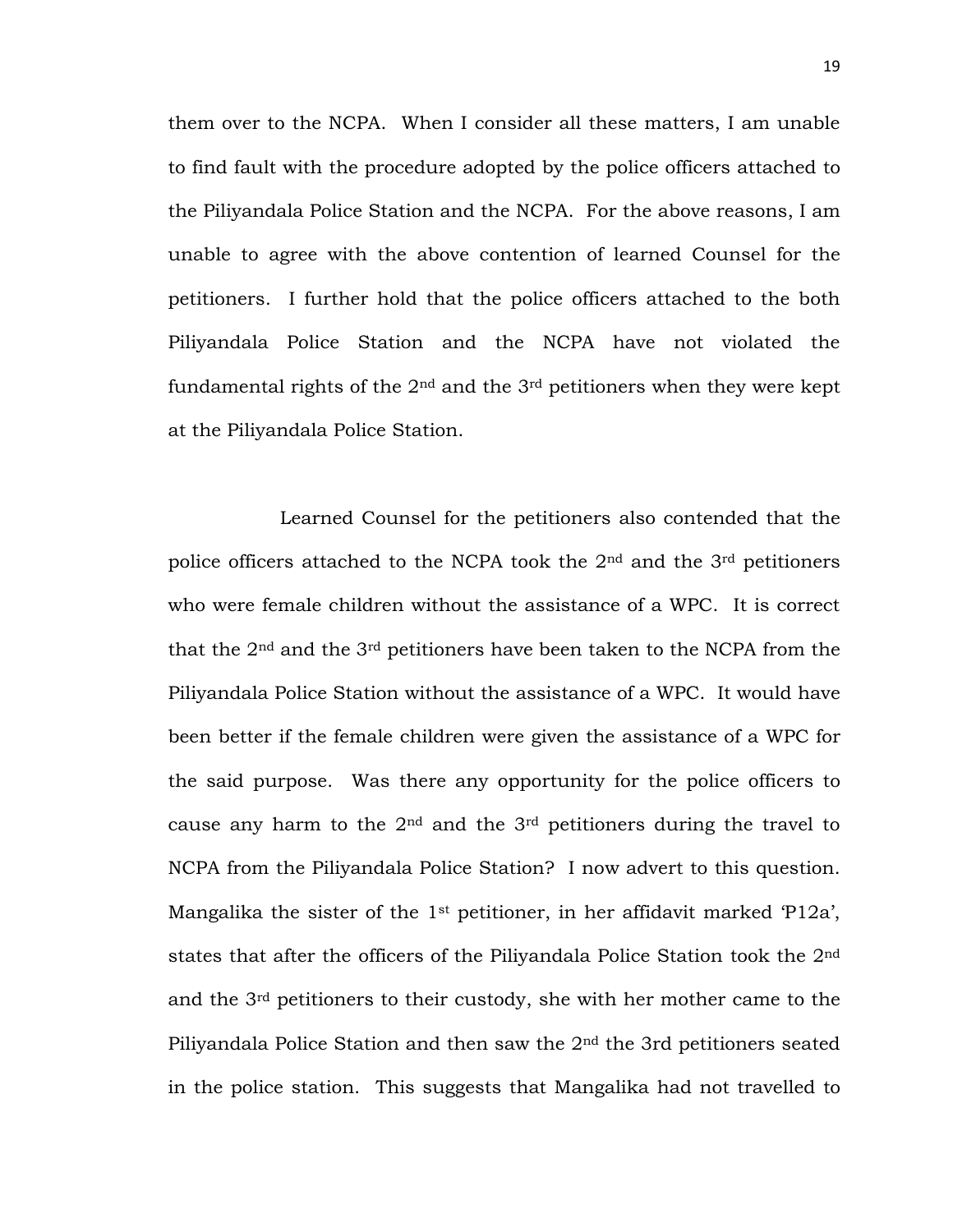them over to the NCPA. When I consider all these matters, I am unable to find fault with the procedure adopted by the police officers attached to the Piliyandala Police Station and the NCPA. For the above reasons, I am unable to agree with the above contention of learned Counsel for the petitioners. I further hold that the police officers attached to the both Piliyandala Police Station and the NCPA have not violated the fundamental rights of the 2nd and the 3rd petitioners when they were kept at the Piliyandala Police Station.

Learned Counsel for the petitioners also contended that the police officers attached to the NCPA took the 2nd and the 3rd petitioners who were female children without the assistance of a WPC. It is correct that the 2nd and the 3rd petitioners have been taken to the NCPA from the Piliyandala Police Station without the assistance of a WPC. It would have been better if the female children were given the assistance of a WPC for the said purpose. Was there any opportunity for the police officers to cause any harm to the 2nd and the 3rd petitioners during the travel to NCPA from the Piliyandala Police Station? I now advert to this question. Mangalika the sister of the 1st petitioner, in her affidavit marked 'P12a', states that after the officers of the Piliyandala Police Station took the 2nd and the 3rd petitioners to their custody, she with her mother came to the Piliyandala Police Station and then saw the 2nd the 3rd petitioners seated in the police station. This suggests that Mangalika had not travelled to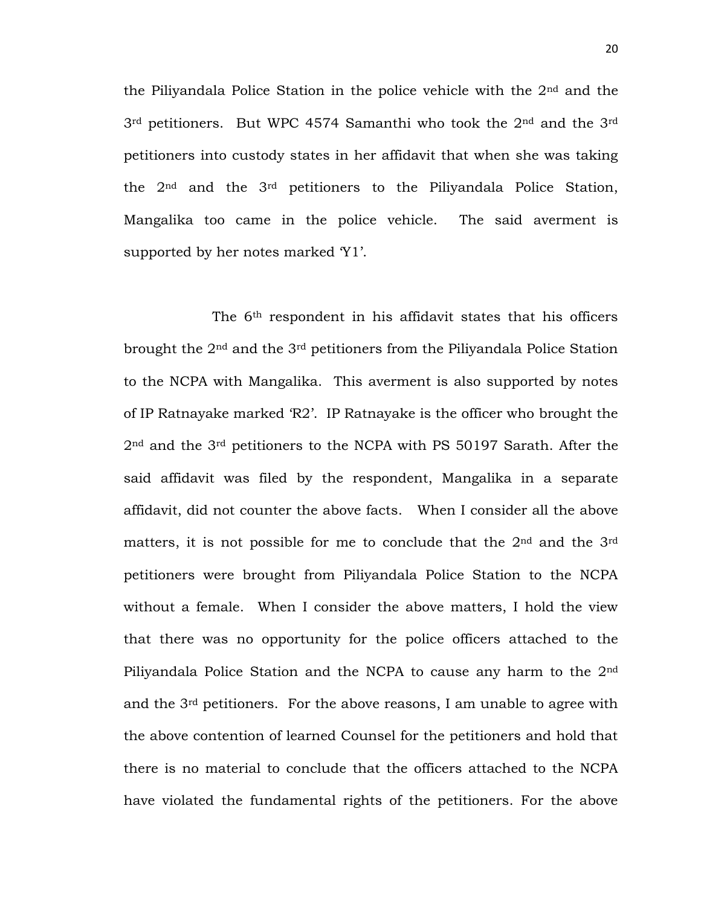the Piliyandala Police Station in the police vehicle with the 2nd and the 3rd petitioners. But WPC 4574 Samanthi who took the 2nd and the 3rd petitioners into custody states in her affidavit that when she was taking the 2nd and the 3rd petitioners to the Piliyandala Police Station, Mangalika too came in the police vehicle. The said averment is supported by her notes marked 'Y1'.

The 6th respondent in his affidavit states that his officers brought the 2nd and the 3rd petitioners from the Piliyandala Police Station to the NCPA with Mangalika. This averment is also supported by notes of IP Ratnayake marked 'R2'. IP Ratnayake is the officer who brought the 2nd and the 3rd petitioners to the NCPA with PS 50197 Sarath. After the said affidavit was filed by the respondent, Mangalika in a separate affidavit, did not counter the above facts. When I consider all the above matters, it is not possible for me to conclude that the 2nd and the 3rd petitioners were brought from Piliyandala Police Station to the NCPA without a female. When I consider the above matters, I hold the view that there was no opportunity for the police officers attached to the Piliyandala Police Station and the NCPA to cause any harm to the 2nd and the 3rd petitioners. For the above reasons, I am unable to agree with the above contention of learned Counsel for the petitioners and hold that there is no material to conclude that the officers attached to the NCPA have violated the fundamental rights of the petitioners. For the above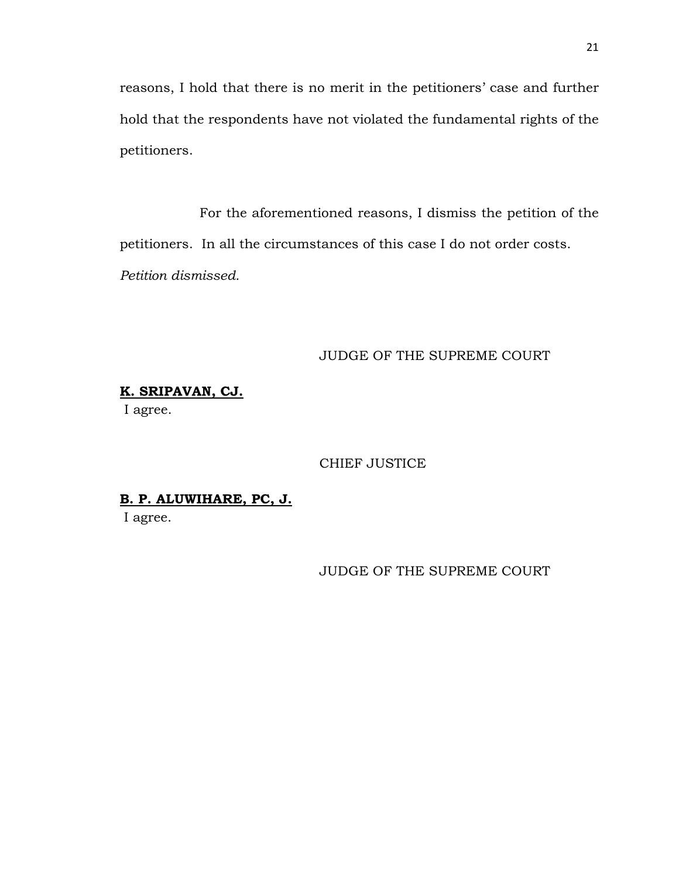reasons, I hold that there is no merit in the petitioners' case and further hold that the respondents have not violated the fundamental rights of the petitioners.

For the aforementioned reasons, I dismiss the petition of the petitioners. In all the circumstances of this case I do not order costs.
*Petition dismissed.*

JUDGE OF THE SUPREME COURT

**K. SRIPAVAN, CJ.**
I agree.

CHIEF JUSTICE

**B. P. ALUWIHARE, PC, J.**
I agree.

JUDGE OF THE SUPREME COURT